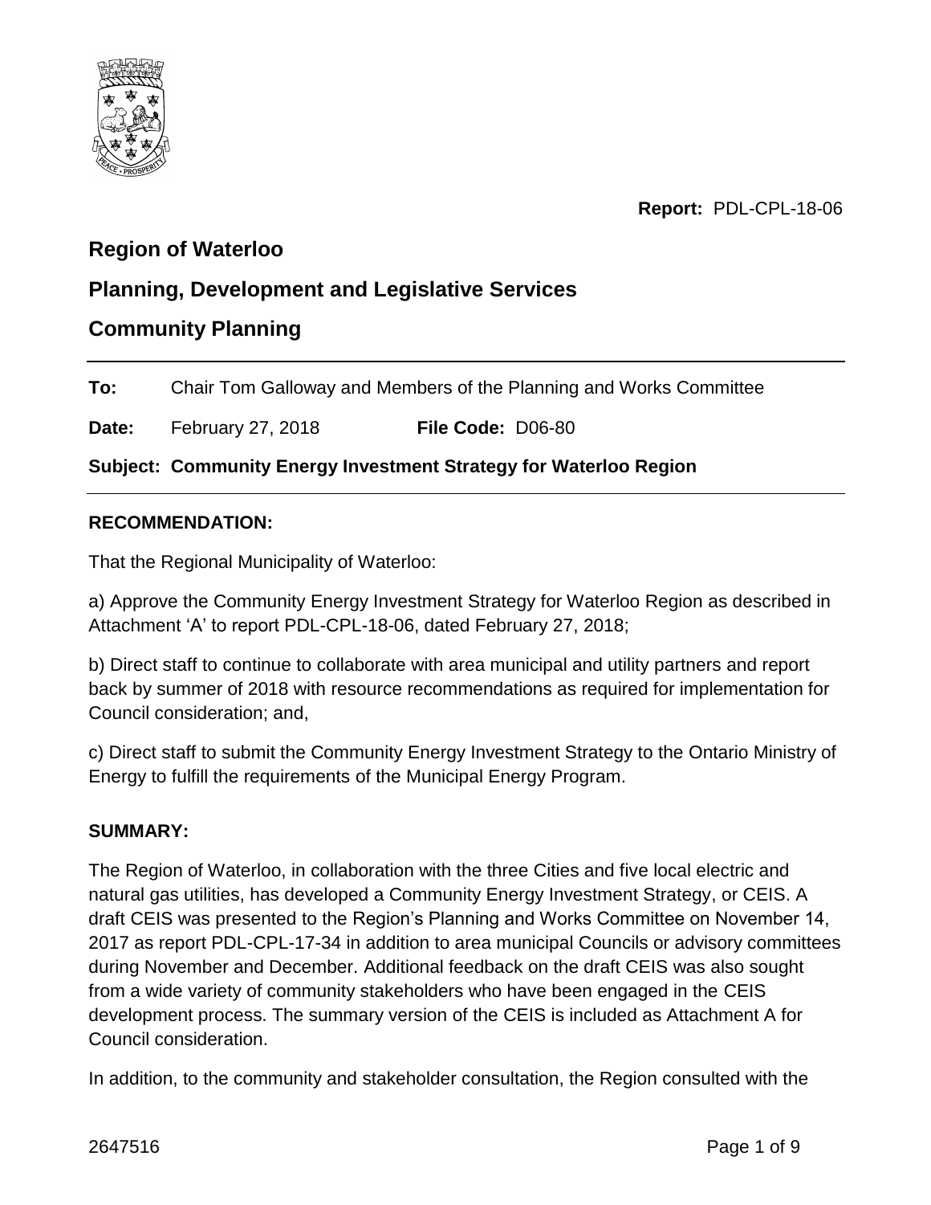**Report:** PDL-CPL-18-06

## Region of Waterloo

## Planning, Development and Legislative Services

## Community Planning

---

**To:** Chair Tom Galloway and Members of the Planning and Works Committee

**Date:** February 27, 2018 **File Code:** D06-80

**Subject: Community Energy Investment Strategy for Waterloo Region**

---

### RECOMMENDATION:

That the Regional Municipality of Waterloo:

a) Approve the Community Energy Investment Strategy for Waterloo Region as described in Attachment 'A' to report PDL-CPL-18-06, dated February 27, 2018;

b) Direct staff to continue to collaborate with area municipal and utility partners and report back by summer of 2018 with resource recommendations as required for implementation for Council consideration; and,

c) Direct staff to submit the Community Energy Investment Strategy to the Ontario Ministry of Energy to fulfill the requirements of the Municipal Energy Program.

### SUMMARY:

The Region of Waterloo, in collaboration with the three Cities and five local electric and natural gas utilities, has developed a Community Energy Investment Strategy, or CEIS. A draft CEIS was presented to the Region's Planning and Works Committee on November 14, 2017 as report PDL-CPL-17-34 in addition to area municipal Councils or advisory committees during November and December. Additional feedback on the draft CEIS was also sought from a wide variety of community stakeholders who have been engaged in the CEIS development process. The summary version of the CEIS is included as Attachment A for Council consideration.

In addition, to the community and stakeholder consultation, the Region consulted with the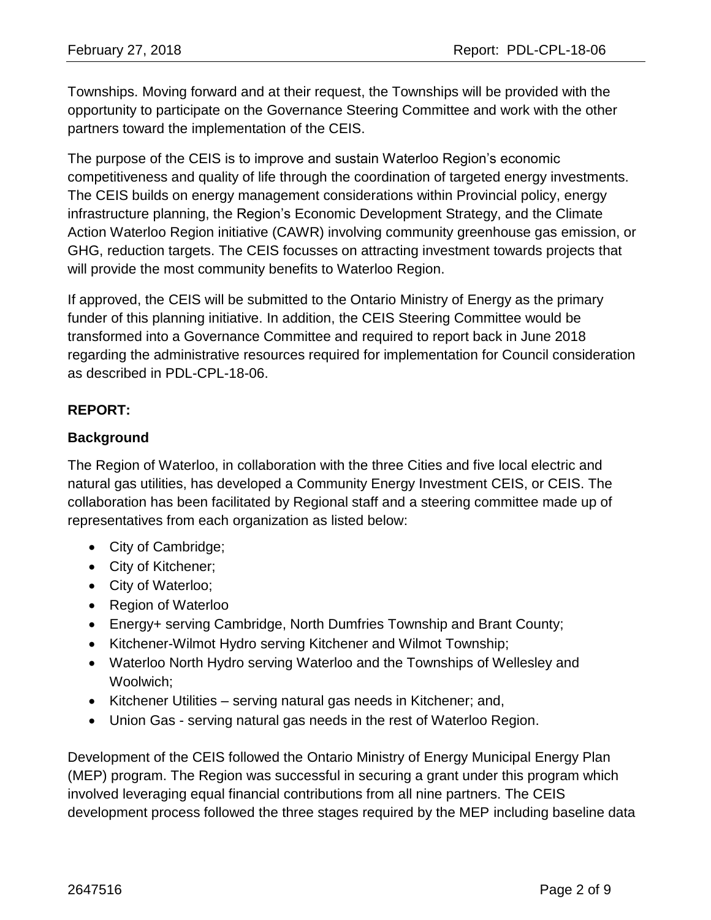Townships. Moving forward and at their request, the Townships will be provided with the opportunity to participate on the Governance Steering Committee and work with the other partners toward the implementation of the CEIS.

The purpose of the CEIS is to improve and sustain Waterloo Region's economic competitiveness and quality of life through the coordination of targeted energy investments. The CEIS builds on energy management considerations within Provincial policy, energy infrastructure planning, the Region's Economic Development Strategy, and the Climate Action Waterloo Region initiative (CAWR) involving community greenhouse gas emission, or GHG, reduction targets. The CEIS focusses on attracting investment towards projects that will provide the most community benefits to Waterloo Region.

If approved, the CEIS will be submitted to the Ontario Ministry of Energy as the primary funder of this planning initiative. In addition, the CEIS Steering Committee would be transformed into a Governance Committee and required to report back in June 2018 regarding the administrative resources required for implementation for Council consideration as described in PDL-CPL-18-06.

**REPORT:**

**Background**

The Region of Waterloo, in collaboration with the three Cities and five local electric and natural gas utilities, has developed a Community Energy Investment CEIS, or CEIS. The collaboration has been facilitated by Regional staff and a steering committee made up of representatives from each organization as listed below:

- City of Cambridge;
- City of Kitchener;
- City of Waterloo;
- Region of Waterloo
- Energy+ serving Cambridge, North Dumfries Township and Brant County;
- Kitchener-Wilmot Hydro serving Kitchener and Wilmot Township;
- Waterloo North Hydro serving Waterloo and the Townships of Wellesley and Woolwich;
- Kitchener Utilities – serving natural gas needs in Kitchener; and,
- Union Gas - serving natural gas needs in the rest of Waterloo Region.

Development of the CEIS followed the Ontario Ministry of Energy Municipal Energy Plan (MEP) program. The Region was successful in securing a grant under this program which involved leveraging equal financial contributions from all nine partners. The CEIS development process followed the three stages required by the MEP including baseline data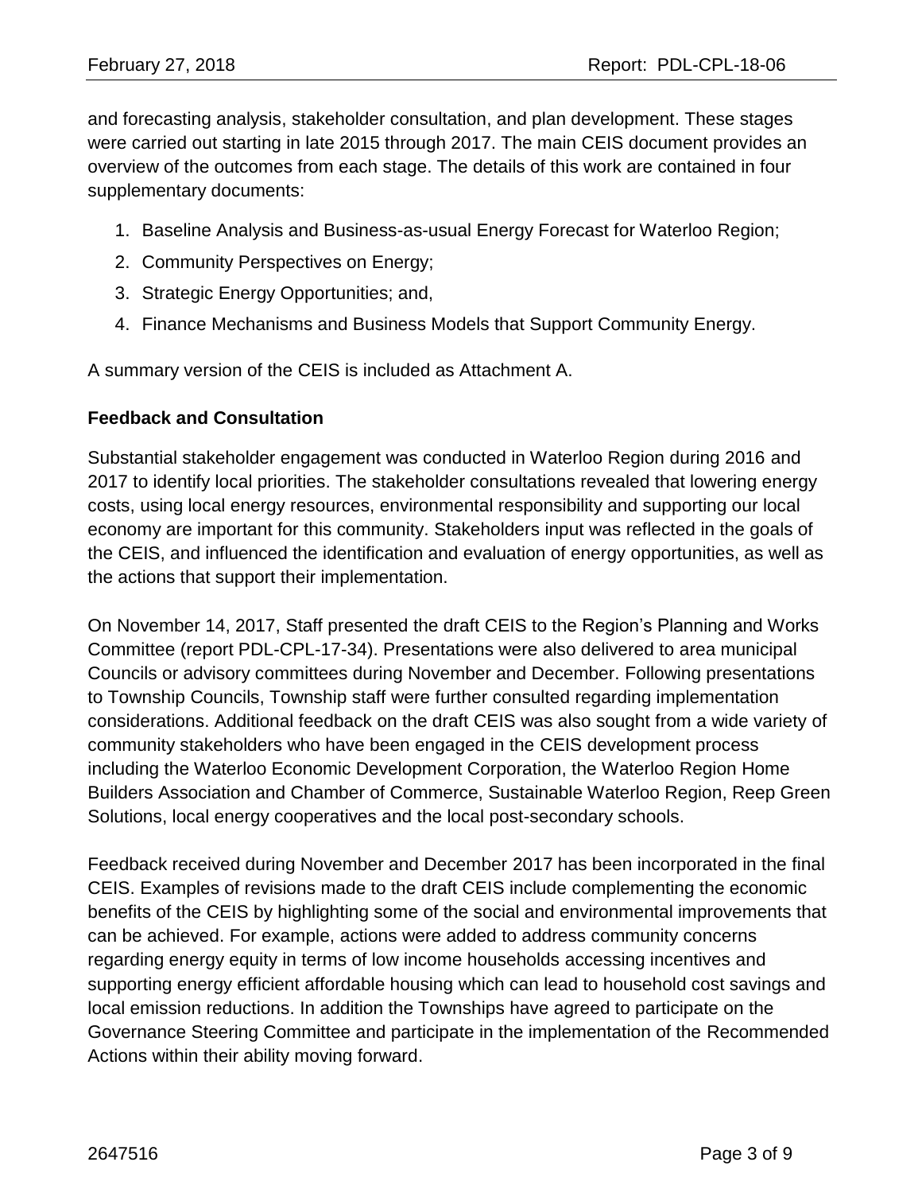and forecasting analysis, stakeholder consultation, and plan development. These stages were carried out starting in late 2015 through 2017. The main CEIS document provides an overview of the outcomes from each stage. The details of this work are contained in four supplementary documents:

1. Baseline Analysis and Business-as-usual Energy Forecast for Waterloo Region;
2. Community Perspectives on Energy;
3. Strategic Energy Opportunities; and,
4. Finance Mechanisms and Business Models that Support Community Energy.

A summary version of the CEIS is included as Attachment A.

**Feedback and Consultation**

Substantial stakeholder engagement was conducted in Waterloo Region during 2016 and 2017 to identify local priorities. The stakeholder consultations revealed that lowering energy costs, using local energy resources, environmental responsibility and supporting our local economy are important for this community. Stakeholders input was reflected in the goals of the CEIS, and influenced the identification and evaluation of energy opportunities, as well as the actions that support their implementation.

On November 14, 2017, Staff presented the draft CEIS to the Region's Planning and Works Committee (report PDL-CPL-17-34). Presentations were also delivered to area municipal Councils or advisory committees during November and December. Following presentations to Township Councils, Township staff were further consulted regarding implementation considerations. Additional feedback on the draft CEIS was also sought from a wide variety of community stakeholders who have been engaged in the CEIS development process including the Waterloo Economic Development Corporation, the Waterloo Region Home Builders Association and Chamber of Commerce, Sustainable Waterloo Region, Reep Green Solutions, local energy cooperatives and the local post-secondary schools.

Feedback received during November and December 2017 has been incorporated in the final CEIS. Examples of revisions made to the draft CEIS include complementing the economic benefits of the CEIS by highlighting some of the social and environmental improvements that can be achieved. For example, actions were added to address community concerns regarding energy equity in terms of low income households accessing incentives and supporting energy efficient affordable housing which can lead to household cost savings and local emission reductions. In addition the Townships have agreed to participate on the Governance Steering Committee and participate in the implementation of the Recommended Actions within their ability moving forward.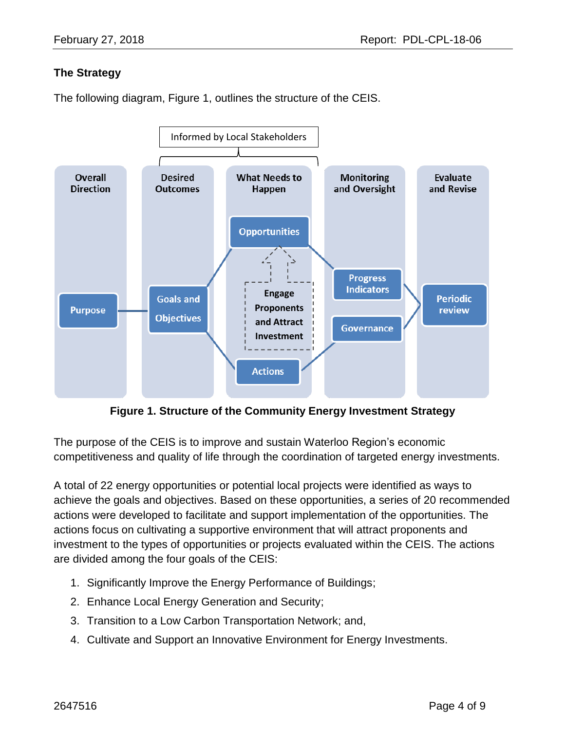### The Strategy

The following diagram, Figure 1, outlines the structure of the CEIS.

Informed by Local Stakeholders

Overall Direction | Desired Outcomes | What Needs to Happen | Monitoring and Oversight | Evaluate and Revise

Purpose | Goals and Objectives | Opportunities | Engage Proponents and Attract Investment | Actions | Progress Indicators | Governance | Periodic review

**Figure 1. Structure of the Community Energy Investment Strategy**

The purpose of the CEIS is to improve and sustain Waterloo Region's economic competitiveness and quality of life through the coordination of targeted energy investments.

A total of 22 energy opportunities or potential local projects were identified as ways to achieve the goals and objectives. Based on these opportunities, a series of 20 recommended actions were developed to facilitate and support implementation of the opportunities. The actions focus on cultivating a supportive environment that will attract proponents and investment to the types of opportunities or projects evaluated within the CEIS. The actions are divided among the four goals of the CEIS:

1. Significantly Improve the Energy Performance of Buildings;
2. Enhance Local Energy Generation and Security;
3. Transition to a Low Carbon Transportation Network; and,
4. Cultivate and Support an Innovative Environment for Energy Investments.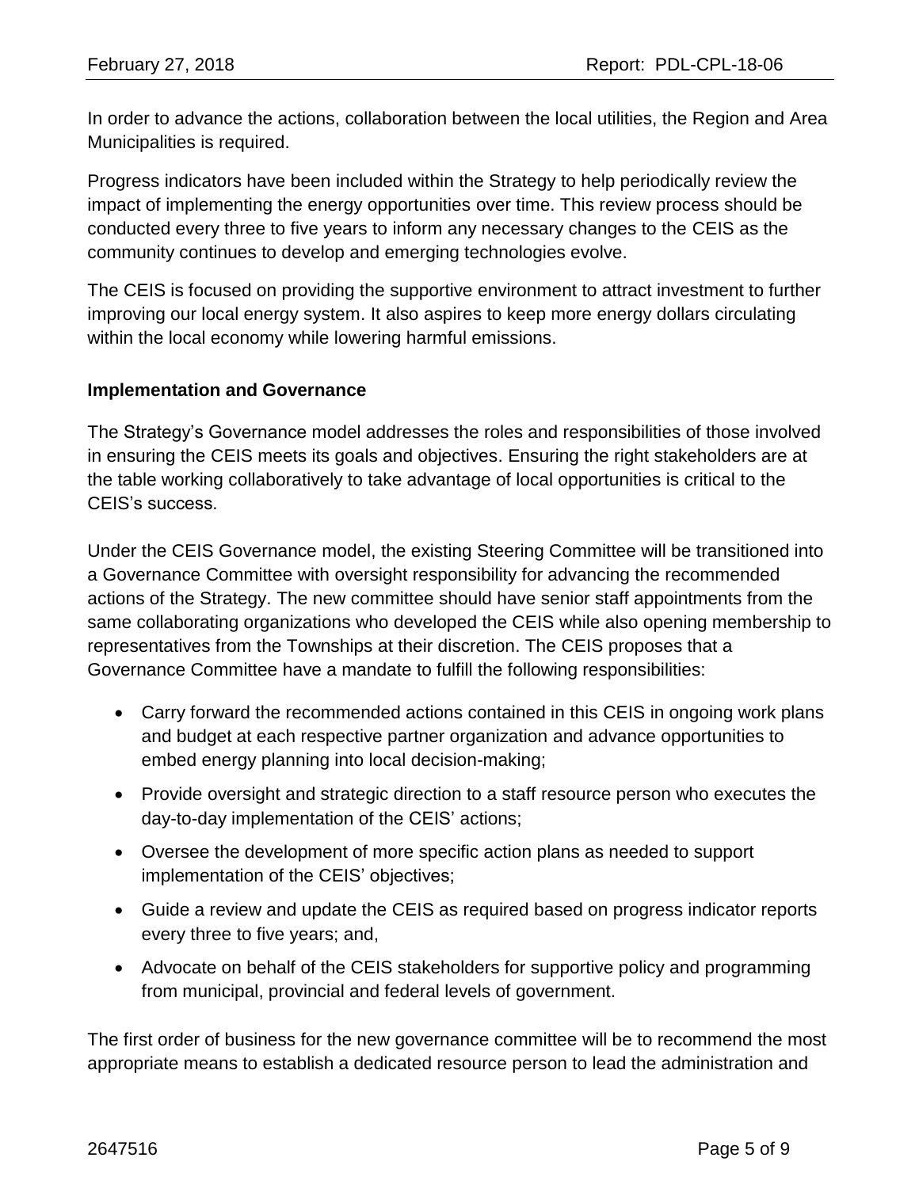In order to advance the actions, collaboration between the local utilities, the Region and Area Municipalities is required.

Progress indicators have been included within the Strategy to help periodically review the impact of implementing the energy opportunities over time. This review process should be conducted every three to five years to inform any necessary changes to the CEIS as the community continues to develop and emerging technologies evolve.

The CEIS is focused on providing the supportive environment to attract investment to further improving our local energy system. It also aspires to keep more energy dollars circulating within the local economy while lowering harmful emissions.

**Implementation and Governance**

The Strategy's Governance model addresses the roles and responsibilities of those involved in ensuring the CEIS meets its goals and objectives. Ensuring the right stakeholders are at the table working collaboratively to take advantage of local opportunities is critical to the CEIS's success.

Under the CEIS Governance model, the existing Steering Committee will be transitioned into a Governance Committee with oversight responsibility for advancing the recommended actions of the Strategy. The new committee should have senior staff appointments from the same collaborating organizations who developed the CEIS while also opening membership to representatives from the Townships at their discretion. The CEIS proposes that a Governance Committee have a mandate to fulfill the following responsibilities:

- Carry forward the recommended actions contained in this CEIS in ongoing work plans and budget at each respective partner organization and advance opportunities to embed energy planning into local decision-making;
- Provide oversight and strategic direction to a staff resource person who executes the day-to-day implementation of the CEIS' actions;
- Oversee the development of more specific action plans as needed to support implementation of the CEIS' objectives;
- Guide a review and update the CEIS as required based on progress indicator reports every three to five years; and,
- Advocate on behalf of the CEIS stakeholders for supportive policy and programming from municipal, provincial and federal levels of government.

The first order of business for the new governance committee will be to recommend the most appropriate means to establish a dedicated resource person to lead the administration and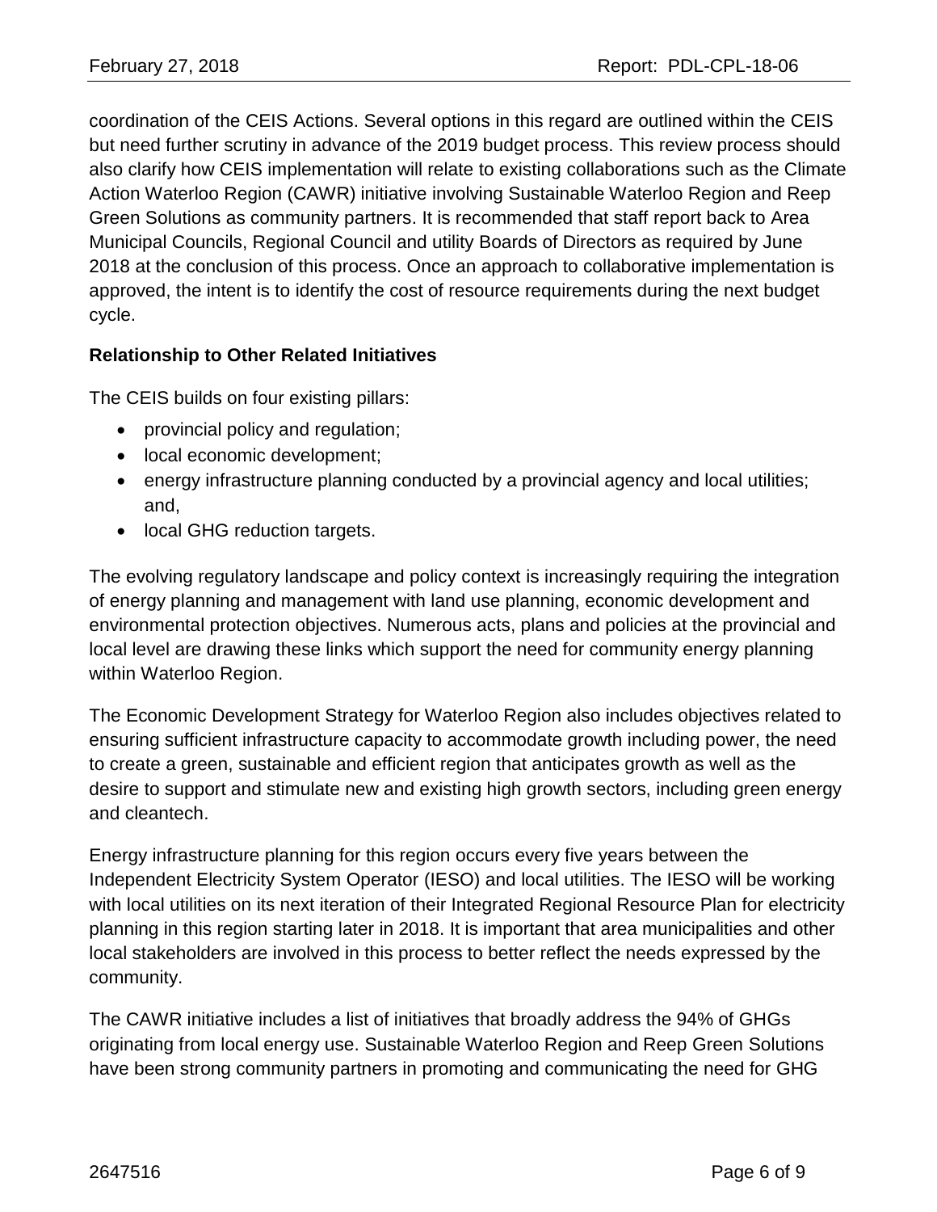coordination of the CEIS Actions. Several options in this regard are outlined within the CEIS but need further scrutiny in advance of the 2019 budget process. This review process should also clarify how CEIS implementation will relate to existing collaborations such as the Climate Action Waterloo Region (CAWR) initiative involving Sustainable Waterloo Region and Reep Green Solutions as community partners. It is recommended that staff report back to Area Municipal Councils, Regional Council and utility Boards of Directors as required by June 2018 at the conclusion of this process. Once an approach to collaborative implementation is approved, the intent is to identify the cost of resource requirements during the next budget cycle.

**Relationship to Other Related Initiatives**

The CEIS builds on four existing pillars:

- provincial policy and regulation;
- local economic development;
- energy infrastructure planning conducted by a provincial agency and local utilities; and,
- local GHG reduction targets.

The evolving regulatory landscape and policy context is increasingly requiring the integration of energy planning and management with land use planning, economic development and environmental protection objectives. Numerous acts, plans and policies at the provincial and local level are drawing these links which support the need for community energy planning within Waterloo Region.

The Economic Development Strategy for Waterloo Region also includes objectives related to ensuring sufficient infrastructure capacity to accommodate growth including power, the need to create a green, sustainable and efficient region that anticipates growth as well as the desire to support and stimulate new and existing high growth sectors, including green energy and cleantech.

Energy infrastructure planning for this region occurs every five years between the Independent Electricity System Operator (IESO) and local utilities. The IESO will be working with local utilities on its next iteration of their Integrated Regional Resource Plan for electricity planning in this region starting later in 2018. It is important that area municipalities and other local stakeholders are involved in this process to better reflect the needs expressed by the community.

The CAWR initiative includes a list of initiatives that broadly address the 94% of GHGs originating from local energy use. Sustainable Waterloo Region and Reep Green Solutions have been strong community partners in promoting and communicating the need for GHG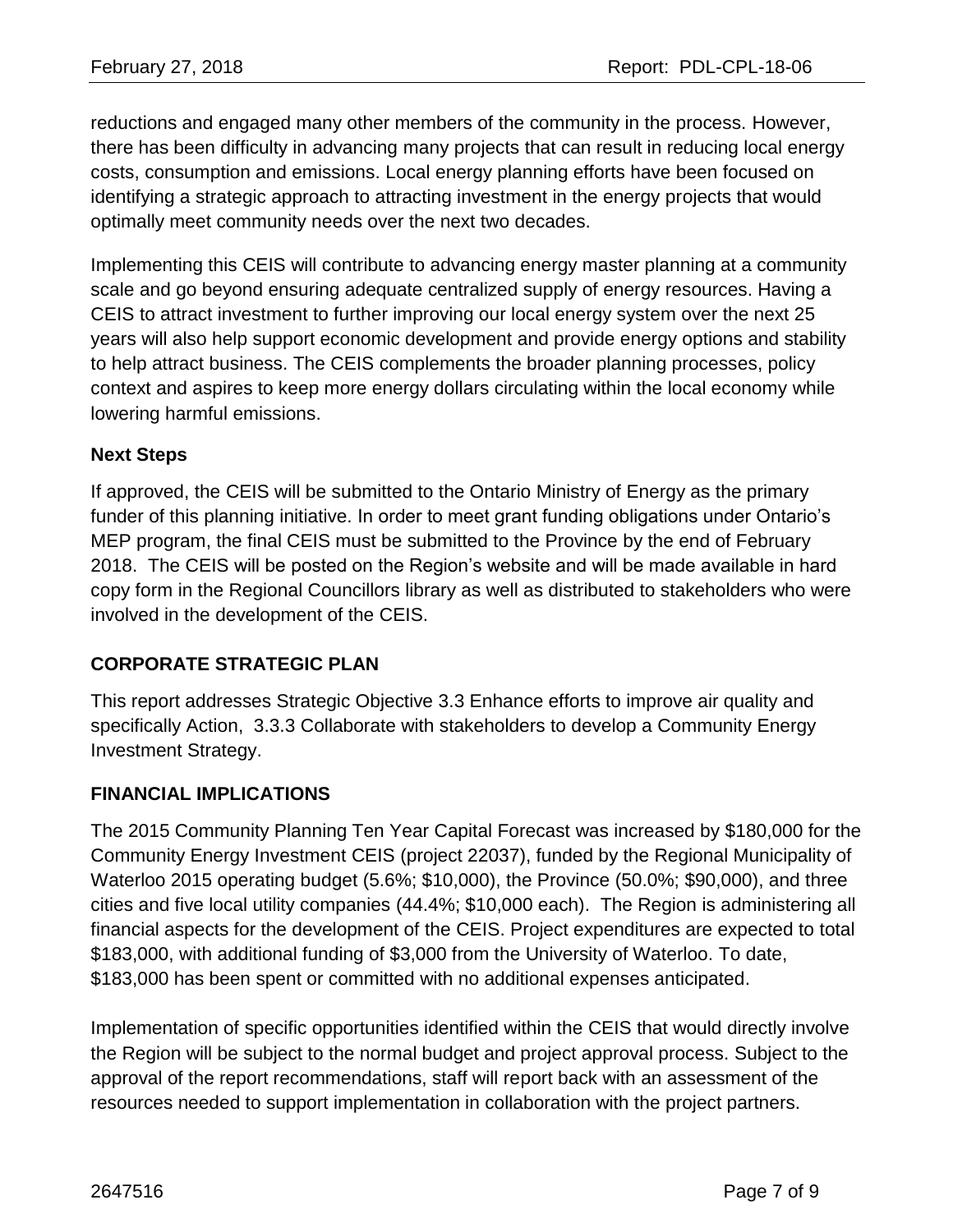reductions and engaged many other members of the community in the process. However, there has been difficulty in advancing many projects that can result in reducing local energy costs, consumption and emissions. Local energy planning efforts have been focused on identifying a strategic approach to attracting investment in the energy projects that would optimally meet community needs over the next two decades.

Implementing this CEIS will contribute to advancing energy master planning at a community scale and go beyond ensuring adequate centralized supply of energy resources. Having a CEIS to attract investment to further improving our local energy system over the next 25 years will also help support economic development and provide energy options and stability to help attract business. The CEIS complements the broader planning processes, policy context and aspires to keep more energy dollars circulating within the local economy while lowering harmful emissions.

### Next Steps

If approved, the CEIS will be submitted to the Ontario Ministry of Energy as the primary funder of this planning initiative. In order to meet grant funding obligations under Ontario's MEP program, the final CEIS must be submitted to the Province by the end of February 2018. The CEIS will be posted on the Region's website and will be made available in hard copy form in the Regional Councillors library as well as distributed to stakeholders who were involved in the development of the CEIS.

## CORPORATE STRATEGIC PLAN

This report addresses Strategic Objective 3.3 Enhance efforts to improve air quality and specifically Action, 3.3.3 Collaborate with stakeholders to develop a Community Energy Investment Strategy.

## FINANCIAL IMPLICATIONS

The 2015 Community Planning Ten Year Capital Forecast was increased by $180,000 for the Community Energy Investment CEIS (project 22037), funded by the Regional Municipality of Waterloo 2015 operating budget (5.6%; $10,000), the Province (50.0%; $90,000), and three cities and five local utility companies (44.4%; $10,000 each). The Region is administering all financial aspects for the development of the CEIS. Project expenditures are expected to total $183,000, with additional funding of $3,000 from the University of Waterloo. To date, $183,000 has been spent or committed with no additional expenses anticipated.

Implementation of specific opportunities identified within the CEIS that would directly involve the Region will be subject to the normal budget and project approval process. Subject to the approval of the report recommendations, staff will report back with an assessment of the resources needed to support implementation in collaboration with the project partners.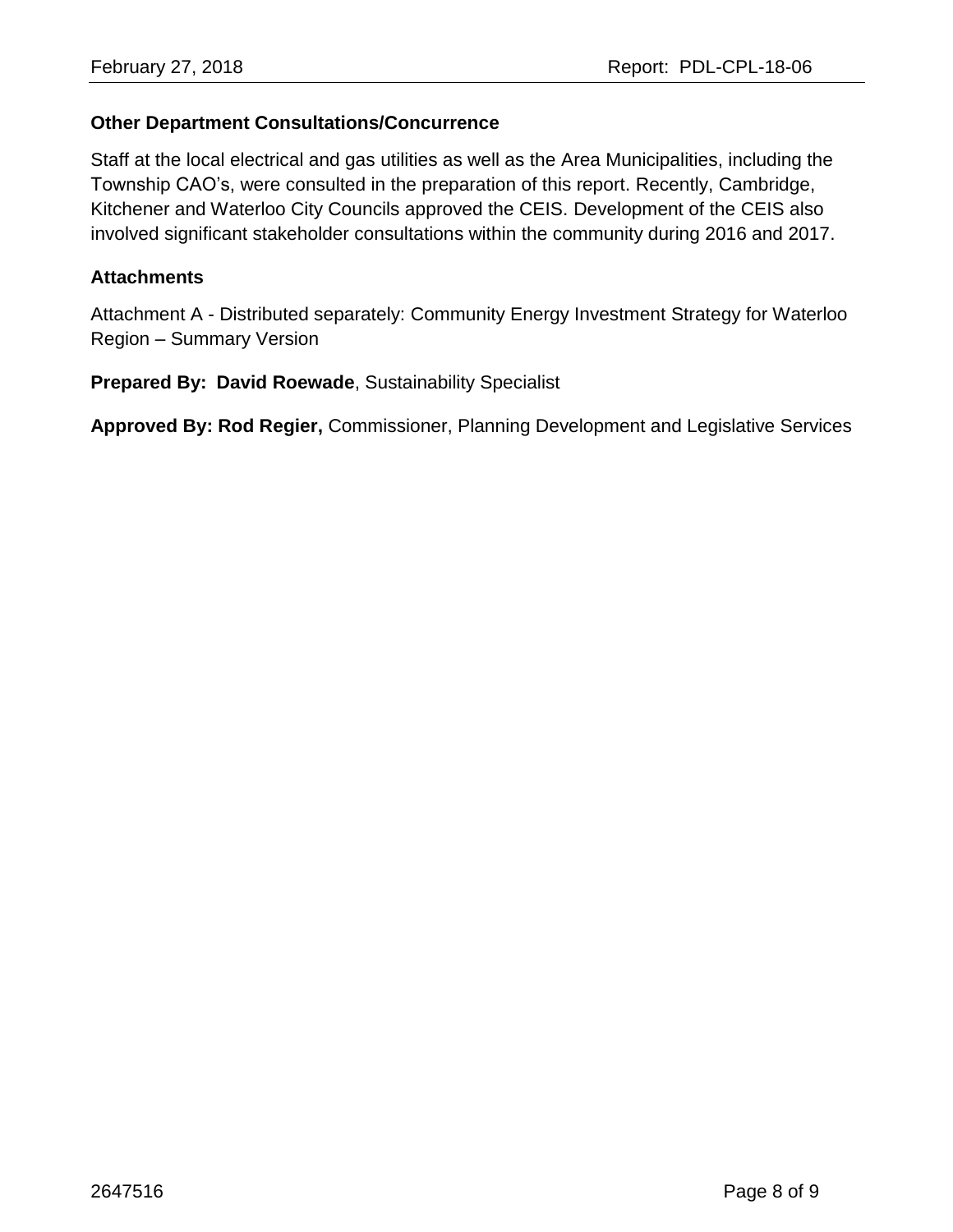**Other Department Consultations/Concurrence**

Staff at the local electrical and gas utilities as well as the Area Municipalities, including the Township CAO's, were consulted in the preparation of this report. Recently, Cambridge, Kitchener and Waterloo City Councils approved the CEIS. Development of the CEIS also involved significant stakeholder consultations within the community during 2016 and 2017.

**Attachments**

Attachment A - Distributed separately: Community Energy Investment Strategy for Waterloo Region – Summary Version

**Prepared By: David Roewade**, Sustainability Specialist

**Approved By: Rod Regier,** Commissioner, Planning Development and Legislative Services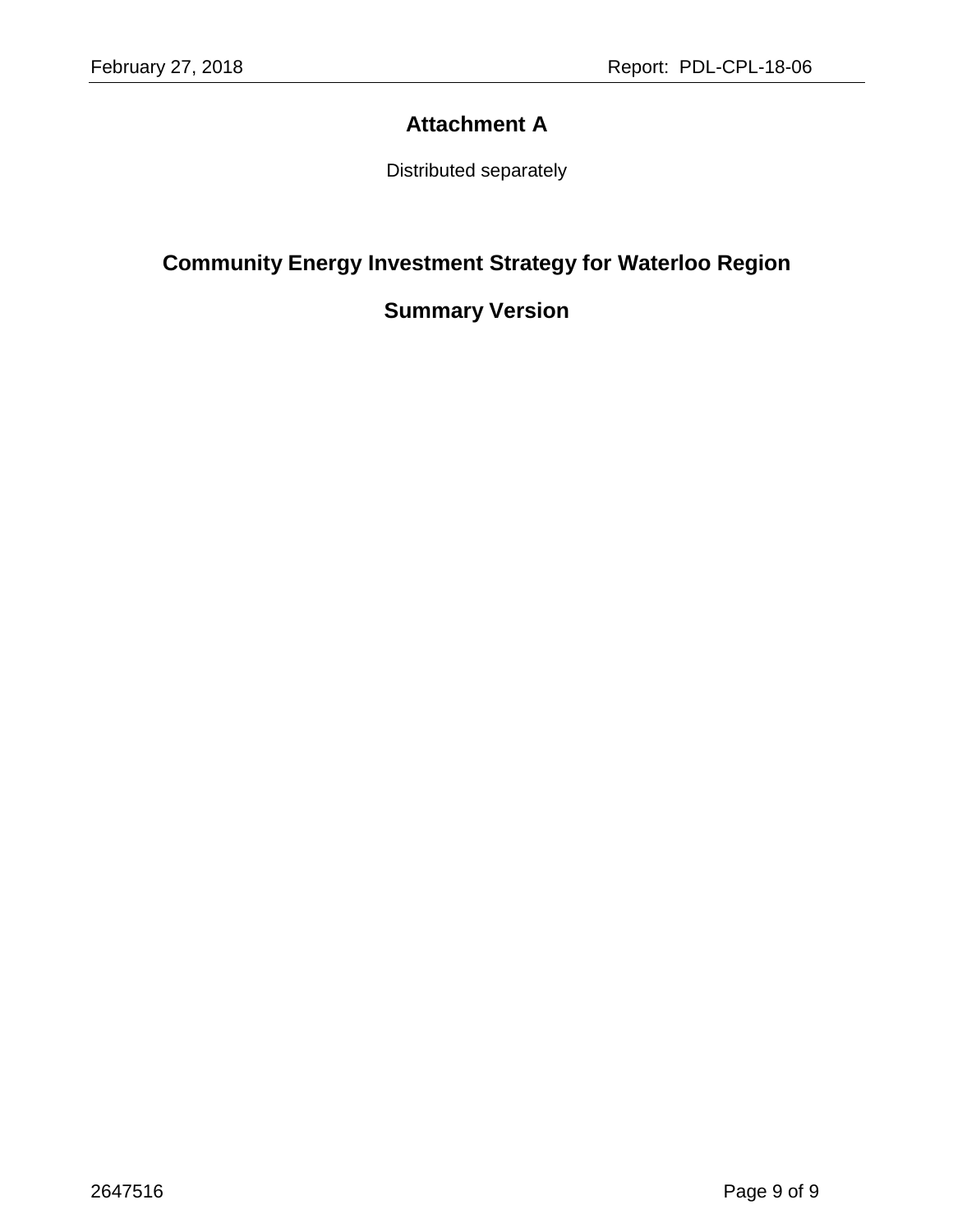# Attachment A

Distributed separately

## Community Energy Investment Strategy for Waterloo Region

## Summary Version